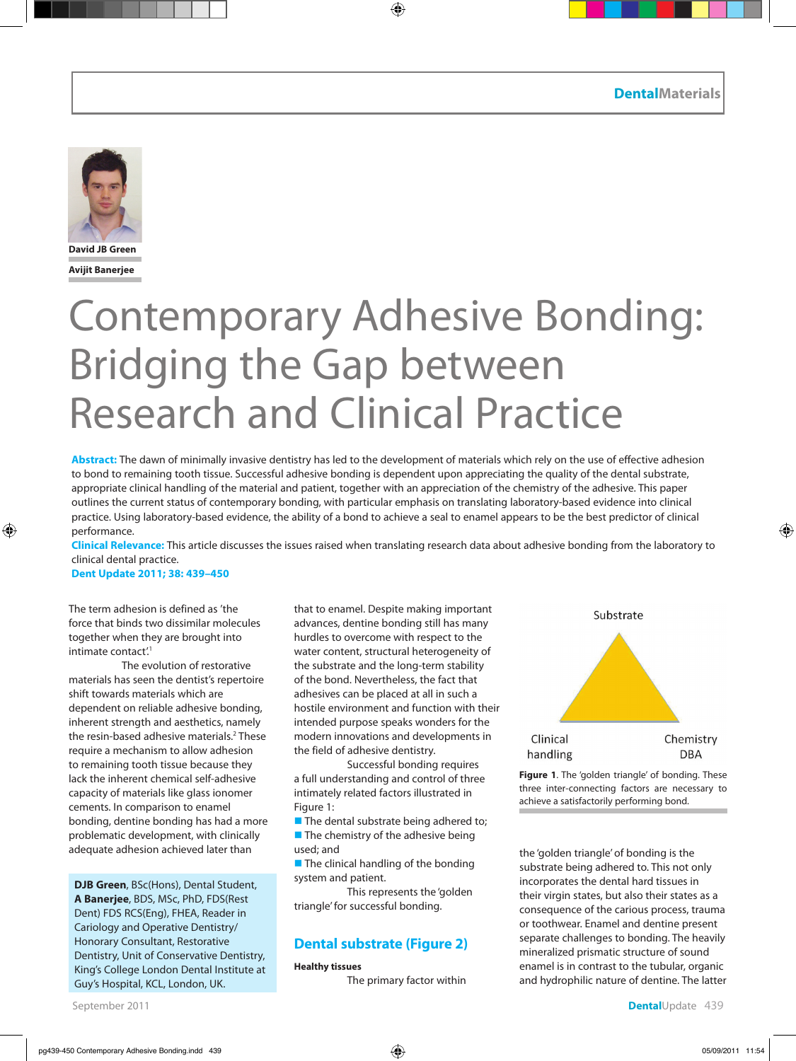David JB Green

Avijit Banerjee

# Contemporary Adhesive Bonding: Bridging the Gap between Research and Clinical Practice

**Abstract:** The dawn of minimally invasive dentistry has led to the development of materials which rely on the use of effective adhesion to bond to remaining tooth tissue. Successful adhesive bonding is dependent upon appreciating the quality of the dental substrate, appropriate clinical handling of the material and patient, together with an appreciation of the chemistry of the adhesive. This paper outlines the current status of contemporary bonding, with particular emphasis on translating laboratory-based evidence into clinical practice. Using laboratory-based evidence, the ability of a bond to achieve a seal to enamel appears to be the best predictor of clinical performance.

**Clinical Relevance:** This article discusses the issues raised when translating research data about adhesive bonding from the laboratory to clinical dental practice.

**Dent Update 2011; 38: 439–450**

The term adhesion is defined as 'the force that binds two dissimilar molecules together when they are brought into intimate contact'.[1]

The evolution of restorative materials has seen the dentist's repertoire shift towards materials which are dependent on reliable adhesive bonding, inherent strength and aesthetics, namely the resin-based adhesive materials.[2] These require a mechanism to allow adhesion to remaining tooth tissue because they lack the inherent chemical self-adhesive capacity of materials like glass ionomer cements. In comparison to enamel bonding, dentine bonding has had a more problematic development, with clinically adequate adhesion achieved later than that to enamel. Despite making important advances, dentine bonding still has many hurdles to overcome with respect to the water content, structural heterogeneity of the substrate and the long-term stability of the bond. Nevertheless, the fact that adhesives can be placed at all in such a hostile environment and function with their intended purpose speaks wonders for the modern innovations and developments in the field of adhesive dentistry.

Successful bonding requires a full understanding and control of three intimately related factors illustrated in Figure 1:

- The dental substrate being adhered to;
- The chemistry of the adhesive being used; and
- The clinical handling of the bonding system and patient.

This represents the 'golden triangle' for successful bonding.

**DJB Green**, BSc(Hons), Dental Student, **A Banerjee**, BDS, MSc, PhD, FDS(Rest Dent) FDS RCS(Eng), FHEA, Reader in Cariology and Operative Dentistry/ Honorary Consultant, Restorative Dentistry, Unit of Conservative Dentistry, King's College London Dental Institute at Guy's Hospital, KCL, London, UK.

Substrate

Clinical handling

Chemistry DBA

**Figure 1**. The 'golden triangle' of bonding. These three inter-connecting factors are necessary to achieve a satisfactorily performing bond.

## Dental substrate (Figure 2)

### Healthy tissues

The primary factor within the 'golden triangle' of bonding is the substrate being adhered to. This not only incorporates the dental hard tissues in their virgin states, but also their states as a consequence of the carious process, trauma or toothwear. Enamel and dentine present separate challenges to bonding. The heavily mineralized prismatic structure of sound enamel is in contrast to the tubular, organic and hydrophilic nature of dentine. The latter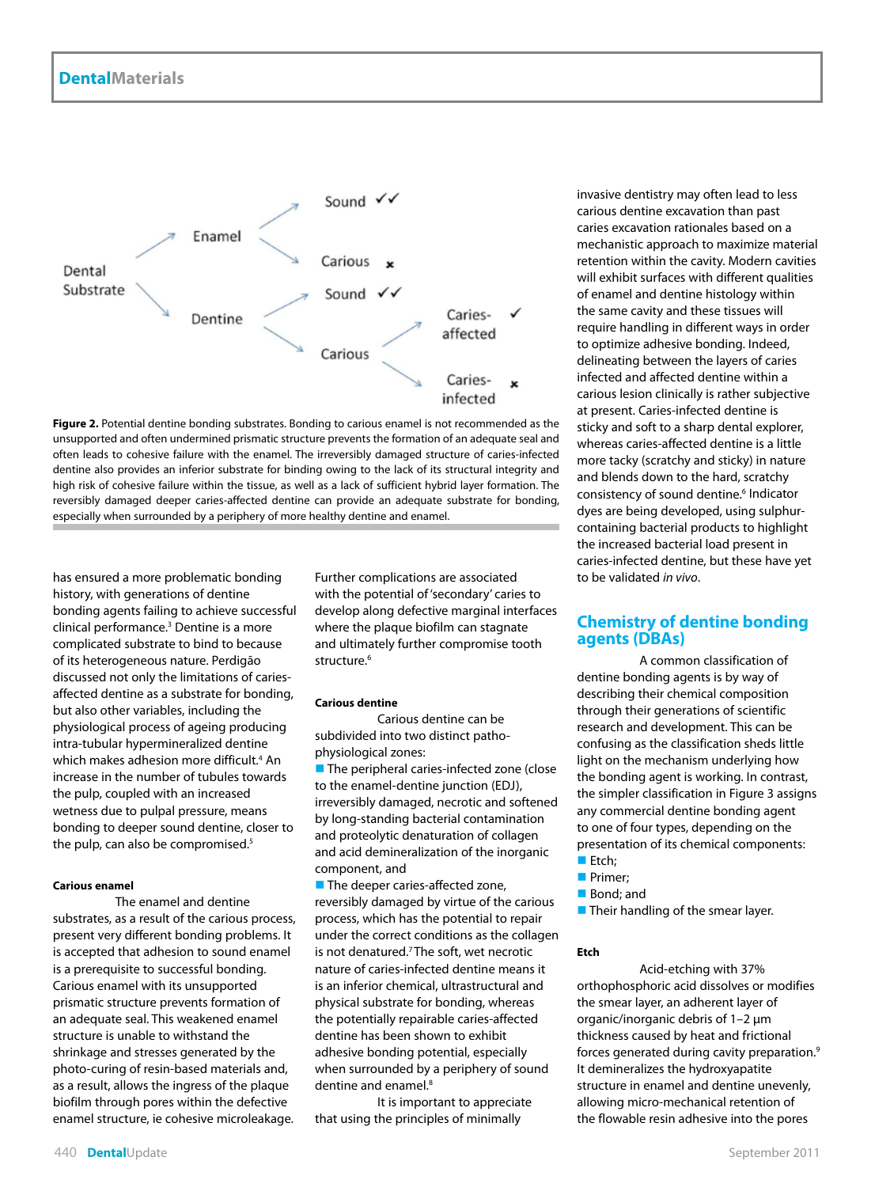Dental Substrate → Enamel → Sound ✓✓ / Carious ✗

Dental Substrate → Dentine → Sound ✓✓ / Carious → Caries-affected ✓ / Caries-infected ✗

**Figure 2.** Potential dentine bonding substrates. Bonding to carious enamel is not recommended as the unsupported and often undermined prismatic structure prevents the formation of an adequate seal and often leads to cohesive failure with the enamel. The irreversibly damaged structure of caries-infected dentine also provides an inferior substrate for binding owing to the lack of its structural integrity and high risk of cohesive failure within the tissue, as well as a lack of sufficient hybrid layer formation. The reversibly damaged deeper caries-affected dentine can provide an adequate substrate for bonding, especially when surrounded by a periphery of more healthy dentine and enamel.

has ensured a more problematic bonding history, with generations of dentine bonding agents failing to achieve successful clinical performance.[3] Dentine is a more complicated substrate to bind to because of its heterogeneous nature. Perdigão discussed not only the limitations of caries-affected dentine as a substrate for bonding, but also other variables, including the physiological process of ageing producing intra-tubular hypermineralized dentine which makes adhesion more difficult.[4] An increase in the number of tubules towards the pulp, coupled with an increased wetness due to pulpal pressure, means bonding to deeper sound dentine, closer to the pulp, can also be compromised.[5]

### Carious enamel

The enamel and dentine substrates, as a result of the carious process, present very different bonding problems. It is accepted that adhesion to sound enamel is a prerequisite to successful bonding. Carious enamel with its unsupported prismatic structure prevents formation of an adequate seal. This weakened enamel structure is unable to withstand the shrinkage and stresses generated by the photo-curing of resin-based materials and, as a result, allows the ingress of the plaque biofilm through pores within the defective enamel structure, ie cohesive microleakage. Further complications are associated with the potential of 'secondary' caries to develop along defective marginal interfaces where the plaque biofilm can stagnate and ultimately further compromise tooth structure.[6]

### Carious dentine

Carious dentine can be subdivided into two distinct patho-physiological zones:

- The peripheral caries-infected zone (close to the enamel-dentine junction (EDJ), irreversibly damaged, necrotic and softened by long-standing bacterial contamination and proteolytic denaturation of collagen and acid demineralization of the inorganic component, and
- The deeper caries-affected zone, reversibly damaged by virtue of the carious process, which has the potential to repair under the correct conditions as the collagen is not denatured.[7] The soft, wet necrotic nature of caries-infected dentine means it is an inferior chemical, ultrastructural and physical substrate for bonding, whereas the potentially repairable caries-affected dentine has been shown to exhibit adhesive bonding potential, especially when surrounded by a periphery of sound dentine and enamel.[8]

It is important to appreciate that using the principles of minimally invasive dentistry may often lead to less carious dentine excavation than past caries excavation rationales based on a mechanistic approach to maximize material retention within the cavity. Modern cavities will exhibit surfaces with different qualities of enamel and dentine histology within the same cavity and these tissues will require handling in different ways in order to optimize adhesive bonding. Indeed, delineating between the layers of caries infected and affected dentine within a carious lesion clinically is rather subjective at present. Caries-infected dentine is sticky and soft to a sharp dental explorer, whereas caries-affected dentine is a little more tacky (scratchy and sticky) in nature and blends down to the hard, scratchy consistency of sound dentine.[6] Indicator dyes are being developed, using sulphur-containing bacterial products to highlight the increased bacterial load present in caries-infected dentine, but these have yet to be validated *in vivo*.

## Chemistry of dentine bonding agents (DBAs)

A common classification of dentine bonding agents is by way of describing their chemical composition through their generations of scientific research and development. This can be confusing as the classification sheds little light on the mechanism underlying how the bonding agent is working. In contrast, the simpler classification in Figure 3 assigns any commercial dentine bonding agent to one of four types, depending on the presentation of its chemical components:

- Etch;
- Primer;
- Bond; and
- Their handling of the smear layer.

### Etch

Acid-etching with 37% orthophosphoric acid dissolves or modifies the smear layer, an adherent layer of organic/inorganic debris of 1–2 µm thickness caused by heat and frictional forces generated during cavity preparation.[9] It demineralizes the hydroxyapatite structure in enamel and dentine unevenly, allowing micro-mechanical retention of the flowable resin adhesive into the pores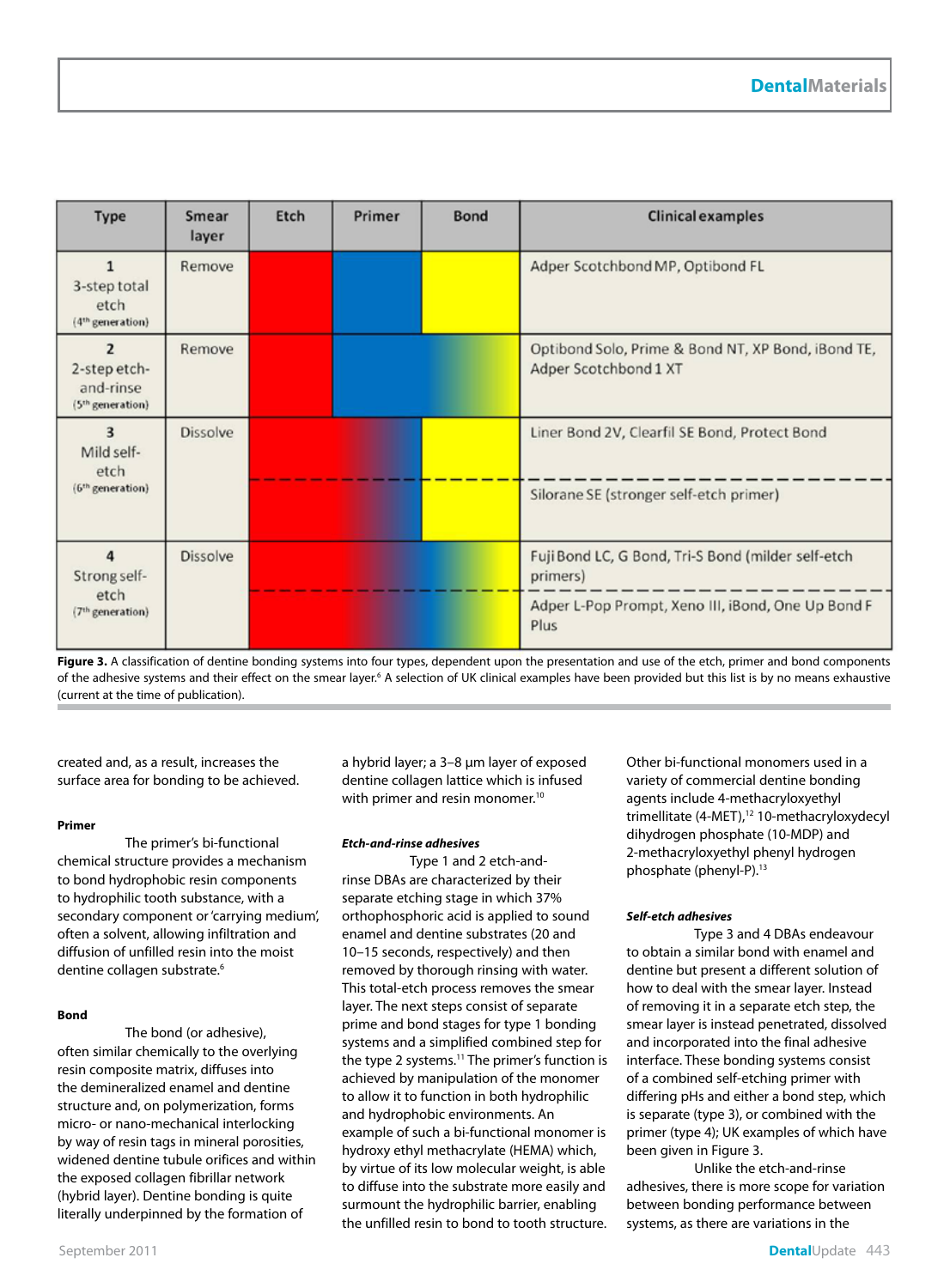| Type | Smear layer | Etch | Primer | Bond | Clinical examples |
|---|---|---|---|---|---|
| 1 3-step total etch (4th generation) | Remove | | | | Adper Scotchbond MP, Optibond FL |
| 2 2-step etch-and-rinse (5th generation) | Remove | | | | Optibond Solo, Prime & Bond NT, XP Bond, iBond TE, Adper Scotchbond 1 XT |
| 3 Mild self-etch (6th generation) | Dissolve | | | | Liner Bond 2V, Clearfil SE Bond, Protect Bond |
| | | | | | Silorane SE (stronger self-etch primer) |
| 4 Strong self-etch (7th generation) | Dissolve | | | | Fuji Bond LC, G Bond, Tri-S Bond (milder self-etch primers) |
| | | | | | Adper L-Pop Prompt, Xeno III, iBond, One Up Bond F Plus |

**Figure 3.** A classification of dentine bonding systems into four types, dependent upon the presentation and use of the etch, primer and bond components of the adhesive systems and their effect on the smear layer.[6] A selection of UK clinical examples have been provided but this list is by no means exhaustive (current at the time of publication).

created and, as a result, increases the surface area for bonding to be achieved.

#### Primer

The primer's bi-functional chemical structure provides a mechanism to bond hydrophobic resin components to hydrophilic tooth substance, with a secondary component or 'carrying medium', often a solvent, allowing infiltration and diffusion of unfilled resin into the moist dentine collagen substrate.[6]

#### Bond

The bond (or adhesive), often similar chemically to the overlying resin composite matrix, diffuses into the demineralized enamel and dentine structure and, on polymerization, forms micro- or nano-mechanical interlocking by way of resin tags in mineral porosities, widened dentine tubule orifices and within the exposed collagen fibrillar network (hybrid layer). Dentine bonding is quite literally underpinned by the formation of a hybrid layer; a 3–8 µm layer of exposed dentine collagen lattice which is infused with primer and resin monomer.[10]

#### *Etch-and-rinse adhesives*

Type 1 and 2 etch-and-rinse DBAs are characterized by their separate etching stage in which 37% orthophosphoric acid is applied to sound enamel and dentine substrates (20 and 10–15 seconds, respectively) and then removed by thorough rinsing with water. This total-etch process removes the smear layer. The next steps consist of separate prime and bond stages for type 1 bonding systems and a simplified combined step for the type 2 systems.[11] The primer's function is achieved by manipulation of the monomer to allow it to function in both hydrophilic and hydrophobic environments. An example of such a bi-functional monomer is hydroxy ethyl methacrylate (HEMA) which, by virtue of its low molecular weight, is able to diffuse into the substrate more easily and surmount the hydrophilic barrier, enabling the unfilled resin to bond to tooth structure.

Other bi-functional monomers used in a variety of commercial dentine bonding agents include 4-methacryloxyethyl trimellitate (4-MET),[12] 10-methacryloxydecyl dihydrogen phosphate (10-MDP) and 2-methacryloxyethyl phenyl hydrogen phosphate (phenyl-P).[13]

#### *Self-etch adhesives*

Type 3 and 4 DBAs endeavour to obtain a similar bond with enamel and dentine but present a different solution of how to deal with the smear layer. Instead of removing it in a separate etch step, the smear layer is instead penetrated, dissolved and incorporated into the final adhesive interface. These bonding systems consist of a combined self-etching primer with differing pHs and either a bond step, which is separate (type 3), or combined with the primer (type 4); UK examples of which have been given in Figure 3.

Unlike the etch-and-rinse adhesives, there is more scope for variation between bonding performance between systems, as there are variations in the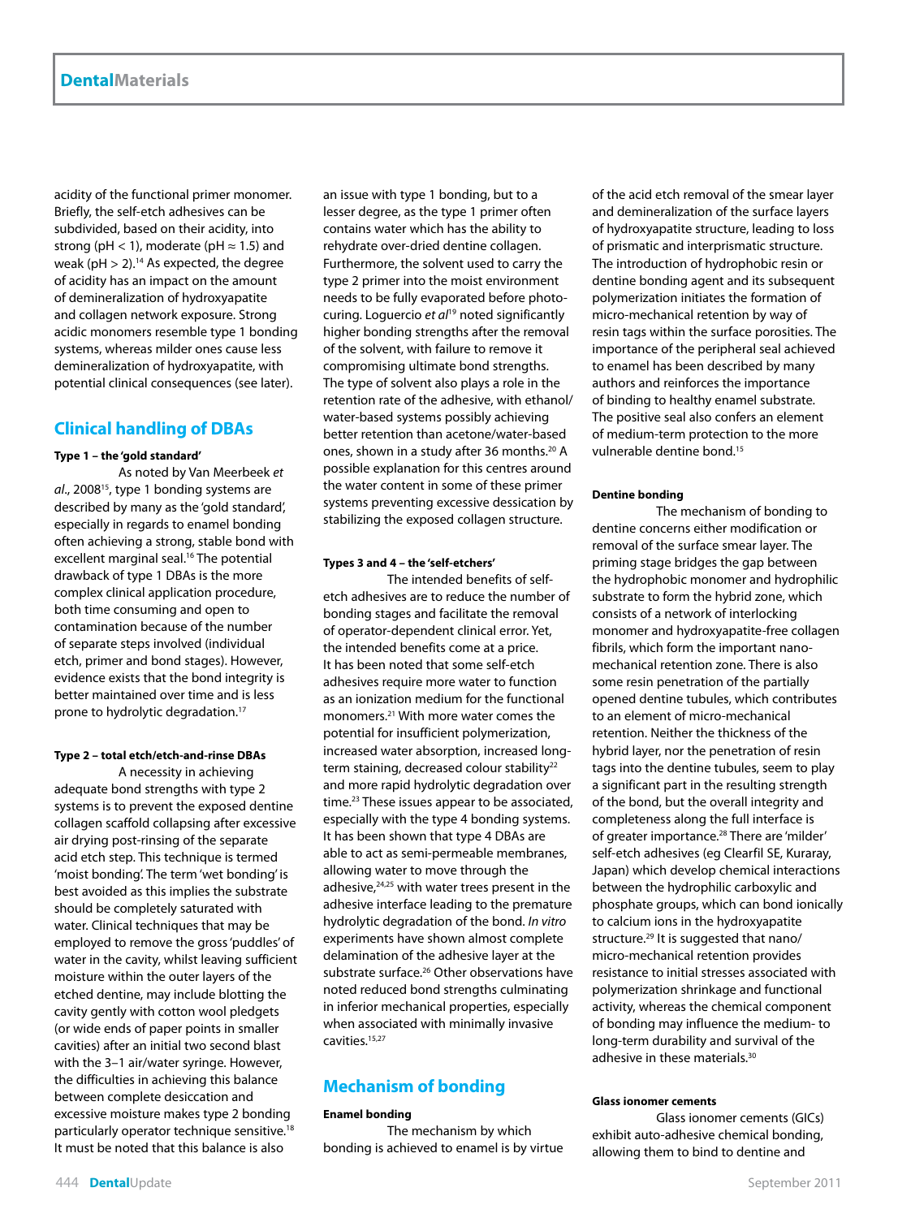acidity of the functional primer monomer. Briefly, the self-etch adhesives can be subdivided, based on their acidity, into strong (pH < 1), moderate (pH ≈ 1.5) and weak (pH > 2).[14] As expected, the degree of acidity has an impact on the amount of demineralization of hydroxyapatite and collagen network exposure. Strong acidic monomers resemble type 1 bonding systems, whereas milder ones cause less demineralization of hydroxyapatite, with potential clinical consequences (see later).

## Clinical handling of DBAs

**Type 1 – the 'gold standard'**

As noted by Van Meerbeek *et al*., 2008[15], type 1 bonding systems are described by many as the 'gold standard', especially in regards to enamel bonding often achieving a strong, stable bond with excellent marginal seal.[16] The potential drawback of type 1 DBAs is the more complex clinical application procedure, both time consuming and open to contamination because of the number of separate steps involved (individual etch, primer and bond stages). However, evidence exists that the bond integrity is better maintained over time and is less prone to hydrolytic degradation.[17]

**Type 2 – total etch/etch-and-rinse DBAs**

A necessity in achieving adequate bond strengths with type 2 systems is to prevent the exposed dentine collagen scaffold collapsing after excessive air drying post-rinsing of the separate acid etch step. This technique is termed 'moist bonding'. The term 'wet bonding' is best avoided as this implies the substrate should be completely saturated with water. Clinical techniques that may be employed to remove the gross 'puddles' of water in the cavity, whilst leaving sufficient moisture within the outer layers of the etched dentine, may include blotting the cavity gently with cotton wool pledgets (or wide ends of paper points in smaller cavities) after an initial two second blast with the 3–1 air/water syringe. However, the difficulties in achieving this balance between complete desiccation and excessive moisture makes type 2 bonding particularly operator technique sensitive.[18] It must be noted that this balance is also an issue with type 1 bonding, but to a lesser degree, as the type 1 primer often contains water which has the ability to rehydrate over-dried dentine collagen. Furthermore, the solvent used to carry the type 2 primer into the moist environment needs to be fully evaporated before photo-curing. Loguercio *et al*[19] noted significantly higher bonding strengths after the removal of the solvent, with failure to remove it compromising ultimate bond strengths. The type of solvent also plays a role in the retention rate of the adhesive, with ethanol/water-based systems possibly achieving better retention than acetone/water-based ones, shown in a study after 36 months.[20] A possible explanation for this centres around the water content in some of these primer systems preventing excessive dessication by stabilizing the exposed collagen structure.

**Types 3 and 4 – the 'self-etchers'**

The intended benefits of self-etch adhesives are to reduce the number of bonding stages and facilitate the removal of operator-dependent clinical error. Yet, the intended benefits come at a price. It has been noted that some self-etch adhesives require more water to function as an ionization medium for the functional monomers.[21] With more water comes the potential for insufficient polymerization, increased water absorption, increased long-term staining, decreased colour stability[22] and more rapid hydrolytic degradation over time.[23] These issues appear to be associated, especially with the type 4 bonding systems. It has been shown that type 4 DBAs are able to act as semi-permeable membranes, allowing water to move through the adhesive,[24,25] with water trees present in the adhesive interface leading to the premature hydrolytic degradation of the bond. *In vitro* experiments have shown almost complete delamination of the adhesive layer at the substrate surface.[26] Other observations have noted reduced bond strengths culminating in inferior mechanical properties, especially when associated with minimally invasive cavities.[15,27]

## Mechanism of bonding

**Enamel bonding**

The mechanism by which bonding is achieved to enamel is by virtue of the acid etch removal of the smear layer and demineralization of the surface layers of hydroxyapatite structure, leading to loss of prismatic and interprismatic structure. The introduction of hydrophobic resin or dentine bonding agent and its subsequent polymerization initiates the formation of micro-mechanical retention by way of resin tags within the surface porosities. The importance of the peripheral seal achieved to enamel has been described by many authors and reinforces the importance of binding to healthy enamel substrate. The positive seal also confers an element of medium-term protection to the more vulnerable dentine bond.[15]

**Dentine bonding**

The mechanism of bonding to dentine concerns either modification or removal of the surface smear layer. The priming stage bridges the gap between the hydrophobic monomer and hydrophilic substrate to form the hybrid zone, which consists of a network of interlocking monomer and hydroxyapatite-free collagen fibrils, which form the important nano-mechanical retention zone. There is also some resin penetration of the partially opened dentine tubules, which contributes to an element of micro-mechanical retention. Neither the thickness of the hybrid layer, nor the penetration of resin tags into the dentine tubules, seem to play a significant part in the resulting strength of the bond, but the overall integrity and completeness along the full interface is of greater importance.[28] There are 'milder' self-etch adhesives (eg Clearfil SE, Kuraray, Japan) which develop chemical interactions between the hydrophilic carboxylic and phosphate groups, which can bond ionically to calcium ions in the hydroxyapatite structure.[29] It is suggested that nano/micro-mechanical retention provides resistance to initial stresses associated with polymerization shrinkage and functional activity, whereas the chemical component of bonding may influence the medium- to long-term durability and survival of the adhesive in these materials.[30]

**Glass ionomer cements**

Glass ionomer cements (GICs) exhibit auto-adhesive chemical bonding, allowing them to bind to dentine and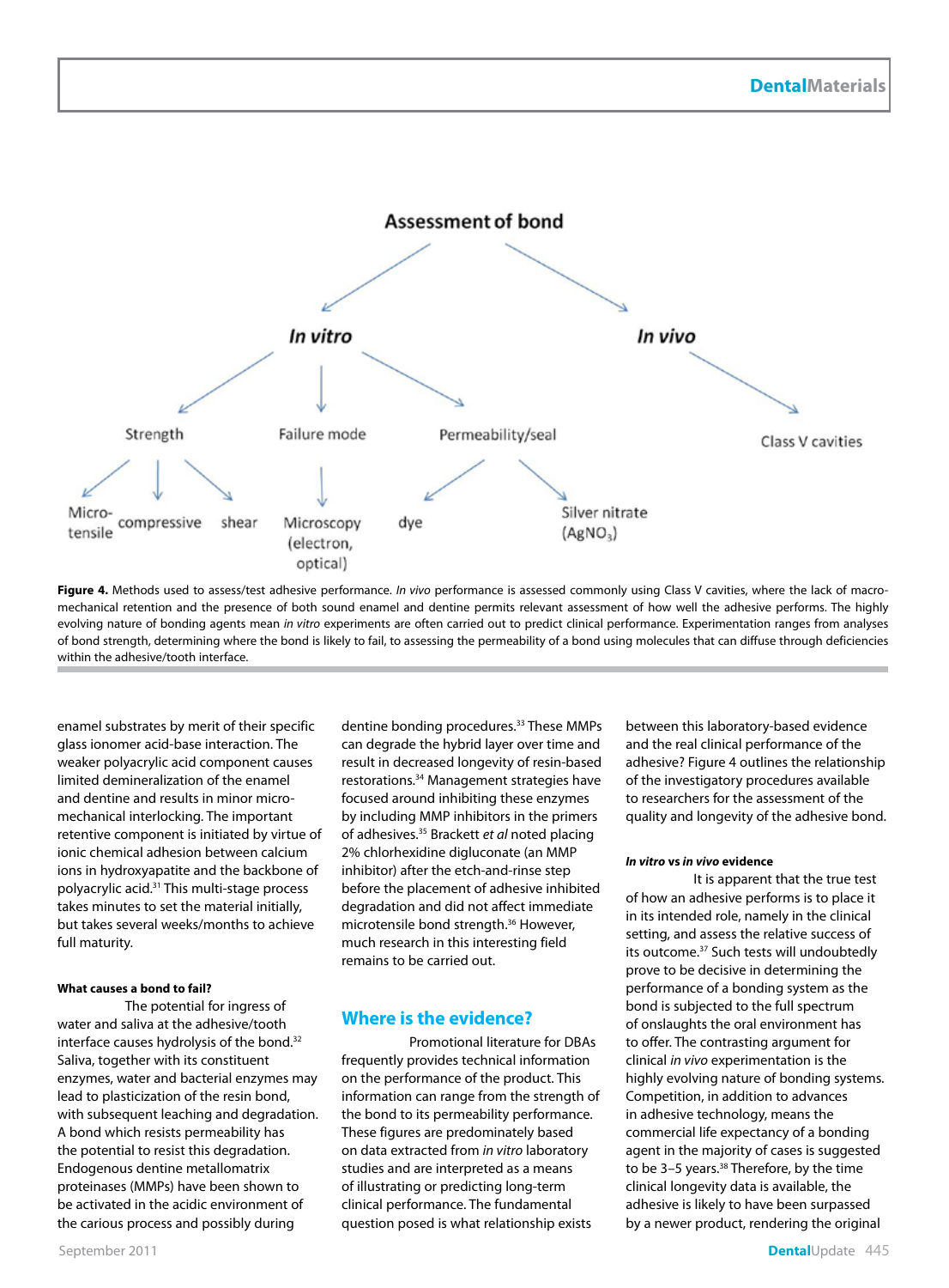Assessment of bond

- *In vitro*
  - Strength
    - Micro-tensile
    - compressive
    - shear
  - Failure mode
    - Microscopy (electron, optical)
  - Permeability/seal
    - dye
    - Silver nitrate ($AgNO_3$)
- *In vivo*
  - Class V cavities

**Figure 4.** Methods used to assess/test adhesive performance. *In vivo* performance is assessed commonly using Class V cavities, where the lack of macro-mechanical retention and the presence of both sound enamel and dentine permits relevant assessment of how well the adhesive performs. The highly evolving nature of bonding agents mean *in vitro* experiments are often carried out to predict clinical performance. Experimentation ranges from analyses of bond strength, determining where the bond is likely to fail, to assessing the permeability of a bond using molecules that can diffuse through deficiencies within the adhesive/tooth interface.

enamel substrates by merit of their specific glass ionomer acid-base interaction. The weaker polyacrylic acid component causes limited demineralization of the enamel and dentine and results in minor micro-mechanical interlocking. The important retentive component is initiated by virtue of ionic chemical adhesion between calcium ions in hydroxyapatite and the backbone of polyacrylic acid.[31] This multi-stage process takes minutes to set the material initially, but takes several weeks/months to achieve full maturity.

#### What causes a bond to fail?

The potential for ingress of water and saliva at the adhesive/tooth interface causes hydrolysis of the bond.[32] Saliva, together with its constituent enzymes, water and bacterial enzymes may lead to plasticization of the resin bond, with subsequent leaching and degradation. A bond which resists permeability has the potential to resist this degradation. Endogenous dentine metallomatrix proteinases (MMPs) have been shown to be activated in the acidic environment of the carious process and possibly during dentine bonding procedures.[33] These MMPs can degrade the hybrid layer over time and result in decreased longevity of resin-based restorations.[34] Management strategies have focused around inhibiting these enzymes by including MMP inhibitors in the primers of adhesives.[35] Brackett *et al* noted placing 2% chlorhexidine digluconate (an MMP inhibitor) after the etch-and-rinse step before the placement of adhesive inhibited degradation and did not affect immediate microtensile bond strength.[36] However, much research in this interesting field remains to be carried out.

## Where is the evidence?

Promotional literature for DBAs frequently provides technical information on the performance of the product. This information can range from the strength of the bond to its permeability performance. These figures are predominately based on data extracted from *in vitro* laboratory studies and are interpreted as a means of illustrating or predicting long-term clinical performance. The fundamental question posed is what relationship exists between this laboratory-based evidence and the real clinical performance of the adhesive? Figure 4 outlines the relationship of the investigatory procedures available to researchers for the assessment of the quality and longevity of the adhesive bond.

#### *In vitro* vs *in vivo* evidence

It is apparent that the true test of how an adhesive performs is to place it in its intended role, namely in the clinical setting, and assess the relative success of its outcome.[37] Such tests will undoubtedly prove to be decisive in determining the performance of a bonding system as the bond is subjected to the full spectrum of onslaughts the oral environment has to offer. The contrasting argument for clinical *in vivo* experimentation is the highly evolving nature of bonding systems. Competition, in addition to advances in adhesive technology, means the commercial life expectancy of a bonding agent in the majority of cases is suggested to be 3–5 years.[38] Therefore, by the time clinical longevity data is available, the adhesive is likely to have been surpassed by a newer product, rendering the original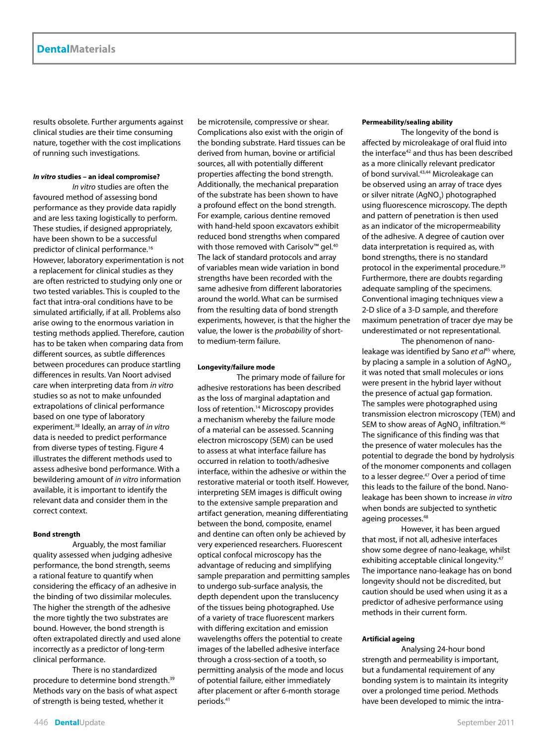results obsolete. Further arguments against clinical studies are their time consuming nature, together with the cost implications of running such investigations.

#### *In vitro* studies – an ideal compromise?

*In vitro* studies are often the favoured method of assessing bond performance as they provide data rapidly and are less taxing logistically to perform. These studies, if designed appropriately, have been shown to be a successful predictor of clinical performance.[16] However, laboratory experimentation is not a replacement for clinical studies as they are often restricted to studying only one or two tested variables. This is coupled to the fact that intra-oral conditions have to be simulated artificially, if at all. Problems also arise owing to the enormous variation in testing methods applied. Therefore, caution has to be taken when comparing data from different sources, as subtle differences between procedures can produce startling differences in results. Van Noort advised care when interpreting data from *in vitro* studies so as not to make unfounded extrapolations of clinical performance based on one type of laboratory experiment.[38] Ideally, an array of *in vitro* data is needed to predict performance from diverse types of testing. Figure 4 illustrates the different methods used to assess adhesive bond performance. With a bewildering amount of *in vitro* information available, it is important to identify the relevant data and consider them in the correct context.

#### Bond strength

Arguably, the most familiar quality assessed when judging adhesive performance, the bond strength, seems a rational feature to quantify when considering the efficacy of an adhesive in the binding of two dissimilar molecules. The higher the strength of the adhesive the more tightly the two substrates are bound. However, the bond strength is often extrapolated directly and used alone incorrectly as a predictor of long-term clinical performance.

There is no standardized procedure to determine bond strength.[39] Methods vary on the basis of what aspect of strength is being tested, whether it be microtensile, compressive or shear. Complications also exist with the origin of the bonding substrate. Hard tissues can be derived from human, bovine or artificial sources, all with potentially different properties affecting the bond strength. Additionally, the mechanical preparation of the substrate has been shown to have a profound effect on the bond strength. For example, carious dentine removed with hand-held spoon excavators exhibit reduced bond strengths when compared with those removed with Carisolv™ gel.[40] The lack of standard protocols and array of variables mean wide variation in bond strengths have been recorded with the same adhesive from different laboratories around the world. What can be surmised from the resulting data of bond strength experiments, however, is that the higher the value, the lower is the *probability* of short- to medium-term failure.

#### Longevity/failure mode

The primary mode of failure for adhesive restorations has been described as the loss of marginal adaptation and loss of retention.[14] Microscopy provides a mechanism whereby the failure mode of a material can be assessed. Scanning electron microscopy (SEM) can be used to assess at what interface failure has occurred in relation to tooth/adhesive interface, within the adhesive or within the restorative material or tooth itself. However, interpreting SEM images is difficult owing to the extensive sample preparation and artifact generation, meaning differentiating between the bond, composite, enamel and dentine can often only be achieved by very experienced researchers. Fluorescent optical confocal microscopy has the advantage of reducing and simplifying sample preparation and permitting samples to undergo sub-surface analysis, the depth dependent upon the translucency of the tissues being photographed. Use of a variety of trace fluorescent markers with differing excitation and emission wavelengths offers the potential to create images of the labelled adhesive interface through a cross-section of a tooth, so permitting analysis of the mode and locus of potential failure, either immediately after placement or after 6-month storage periods.[41]

#### Permeability/sealing ability

The longevity of the bond is affected by microleakage of oral fluid into the interface[42] and thus has been described as a more clinically relevant predicator of bond survival.[43,44] Microleakage can be observed using an array of trace dyes or silver nitrate ($AgNO_3$) photographed using fluorescence microscopy. The depth and pattern of penetration is then used as an indicator of the micropermeability of the adhesive. A degree of caution over data interpretation is required as, with bond strengths, there is no standard protocol in the experimental procedure.[39] Furthermore, there are doubts regarding adequate sampling of the specimens. Conventional imaging techniques view a 2-D slice of a 3-D sample, and therefore maximum penetration of tracer dye may be underestimated or not representational.

The phenomenon of nano-leakage was identified by Sano *et al*[45] where, by placing a sample in a solution of $AgNO_3$, it was noted that small molecules or ions were present in the hybrid layer without the presence of actual gap formation. The samples were photographed using transmission electron microscopy (TEM) and SEM to show areas of $AgNO_3$ infiltration.[46] The significance of this finding was that the presence of water molecules has the potential to degrade the bond by hydrolysis of the monomer components and collagen to a lesser degree.[47] Over a period of time this leads to the failure of the bond. Nano-leakage has been shown to increase *in vitro* when bonds are subjected to synthetic ageing processes.[48]

However, it has been argued that most, if not all, adhesive interfaces show some degree of nano-leakage, whilst exhibiting acceptable clinical longevity.[47] The importance nano-leakage has on bond longevity should not be discredited, but caution should be used when using it as a predictor of adhesive performance using methods in their current form.

#### Artificial ageing

Analysing 24-hour bond strength and permeability is important, but a fundamental requirement of any bonding system is to maintain its integrity over a prolonged time period. Methods have been developed to mimic the intra-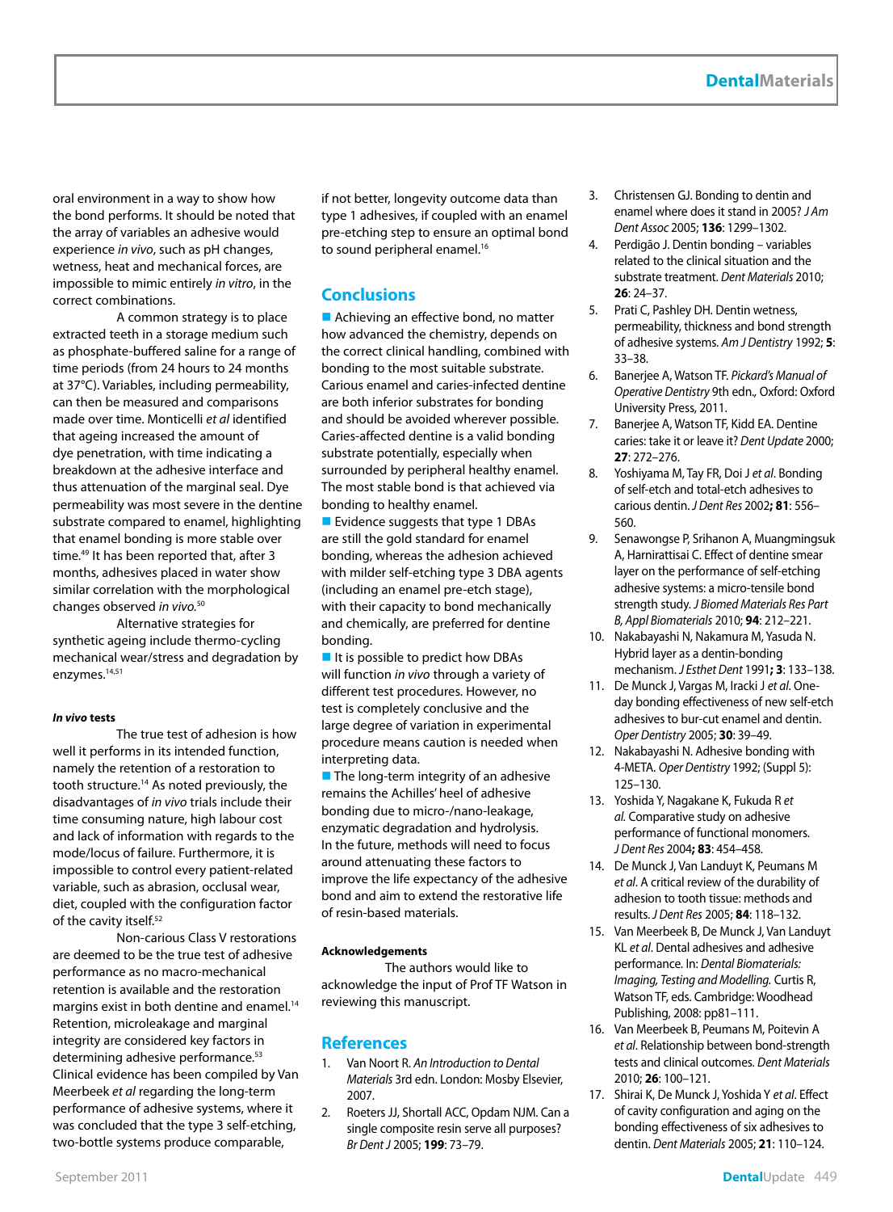oral environment in a way to show how the bond performs. It should be noted that the array of variables an adhesive would experience *in vivo*, such as pH changes, wetness, heat and mechanical forces, are impossible to mimic entirely *in vitro*, in the correct combinations.

A common strategy is to place extracted teeth in a storage medium such as phosphate-buffered saline for a range of time periods (from 24 hours to 24 months at 37°C). Variables, including permeability, can then be measured and comparisons made over time. Monticelli *et al* identified that ageing increased the amount of dye penetration, with time indicating a breakdown at the adhesive interface and thus attenuation of the marginal seal. Dye permeability was most severe in the dentine substrate compared to enamel, highlighting that enamel bonding is more stable over time.[49] It has been reported that, after 3 months, adhesives placed in water show similar correlation with the morphological changes observed *in vivo*.[50]

Alternative strategies for synthetic ageing include thermo-cycling mechanical wear/stress and degradation by enzymes.[14,51]

#### *In vivo* tests

The true test of adhesion is how well it performs in its intended function, namely the retention of a restoration to tooth structure.[14] As noted previously, the disadvantages of *in vivo* trials include their time consuming nature, high labour cost and lack of information with regards to the mode/locus of failure. Furthermore, it is impossible to control every patient-related variable, such as abrasion, occlusal wear, diet, coupled with the configuration factor of the cavity itself.[52]

Non-carious Class V restorations are deemed to be the true test of adhesive performance as no macro-mechanical retention is available and the restoration margins exist in both dentine and enamel.[14] Retention, microleakage and marginal integrity are considered key factors in determining adhesive performance.[53] Clinical evidence has been compiled by Van Meerbeek *et al* regarding the long-term performance of adhesive systems, where it was concluded that the type 3 self-etching, two-bottle systems produce comparable, if not better, longevity outcome data than type 1 adhesives, if coupled with an enamel pre-etching step to ensure an optimal bond to sound peripheral enamel.[16]

## Conclusions

- Achieving an effective bond, no matter how advanced the chemistry, depends on the correct clinical handling, combined with bonding to the most suitable substrate. Carious enamel and caries-infected dentine are both inferior substrates for bonding and should be avoided wherever possible. Caries-affected dentine is a valid bonding substrate potentially, especially when surrounded by peripheral healthy enamel. The most stable bond is that achieved via bonding to healthy enamel.
- Evidence suggests that type 1 DBAs are still the gold standard for enamel bonding, whereas the adhesion achieved with milder self-etching type 3 DBA agents (including an enamel pre-etch stage), with their capacity to bond mechanically and chemically, are preferred for dentine bonding.
- It is possible to predict how DBAs will function *in vivo* through a variety of different test procedures. However, no test is completely conclusive and the large degree of variation in experimental procedure means caution is needed when interpreting data.
- The long-term integrity of an adhesive remains the Achilles' heel of adhesive bonding due to micro-/nano-leakage, enzymatic degradation and hydrolysis. In the future, methods will need to focus around attenuating these factors to improve the life expectancy of the adhesive bond and aim to extend the restorative life of resin-based materials.

#### Acknowledgements

The authors would like to acknowledge the input of Prof TF Watson in reviewing this manuscript.

## References

1. Van Noort R. *An Introduction to Dental Materials* 3rd edn. London: Mosby Elsevier, 2007.
2. Roeters JJ, Shortall ACC, Opdam NJM. Can a single composite resin serve all purposes? *Br Dent J* 2005; **199**: 73–79.
3. Christensen GJ. Bonding to dentin and enamel where does it stand in 2005? *J Am Dent Assoc* 2005; **136**: 1299–1302.
4. Perdigão J. Dentin bonding – variables related to the clinical situation and the substrate treatment. *Dent Materials* 2010; **26**: 24–37.
5. Prati C, Pashley DH. Dentin wetness, permeability, thickness and bond strength of adhesive systems. *Am J Dentistry* 1992; **5**: 33–38.
6. Banerjee A, Watson TF. *Pickard's Manual of Operative Dentistry* 9th edn., Oxford: Oxford University Press, 2011.
7. Banerjee A, Watson TF, Kidd EA. Dentine caries: take it or leave it? *Dent Update* 2000; **27**: 272–276.
8. Yoshiyama M, Tay FR, Doi J *et al*. Bonding of self-etch and total-etch adhesives to carious dentin. *J Dent Res* 2002**; 81**: 556–560.
9. Senawongse P, Srihanon A, Muangmingsuk A, Harnirattisai C. Effect of dentine smear layer on the performance of self-etching adhesive systems: a micro-tensile bond strength study. *J Biomed Materials Res Part B, Appl Biomaterials* 2010; **94**: 212–221.
10. Nakabayashi N, Nakamura M, Yasuda N. Hybrid layer as a dentin-bonding mechanism. *J Esthet Dent* 1991**; 3**: 133–138.
11. De Munck J, Vargas M, Iracki J *et al*. One-day bonding effectiveness of new self-etch adhesives to bur-cut enamel and dentin. *Oper Dentistry* 2005; **30**: 39–49.
12. Nakabayashi N. Adhesive bonding with 4-META. *Oper Dentistry* 1992; (Suppl 5): 125–130.
13. Yoshida Y, Nagakane K, Fukuda R *et al*. Comparative study on adhesive performance of functional monomers. *J Dent Res* 2004**; 83**: 454–458.
14. De Munck J, Van Landuyt K, Peumans M *et al*. A critical review of the durability of adhesion to tooth tissue: methods and results. *J Dent Res* 2005; **84**: 118–132.
15. Van Meerbeek B, De Munck J, Van Landuyt KL *et al*. Dental adhesives and adhesive performance. In: *Dental Biomaterials: Imaging, Testing and Modelling.* Curtis R, Watson TF, eds. Cambridge: Woodhead Publishing, 2008: pp81–111.
16. Van Meerbeek B, Peumans M, Poitevin A *et al*. Relationship between bond-strength tests and clinical outcomes. *Dent Materials* 2010; **26**: 100–121.
17. Shirai K, De Munck J, Yoshida Y *et al*. Effect of cavity configuration and aging on the bonding effectiveness of six adhesives to dentin. *Dent Materials* 2005; **21**: 110–124.